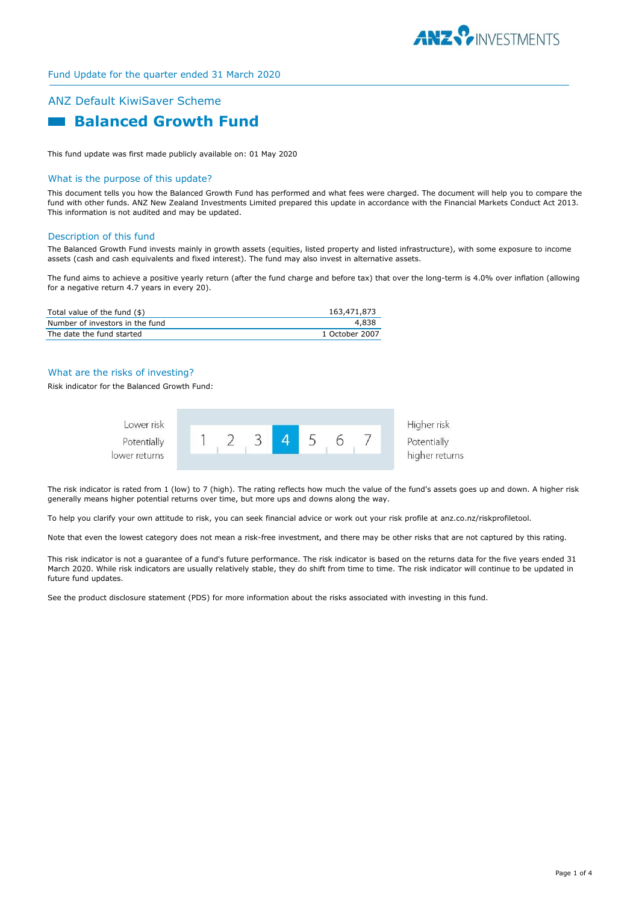Fund Update for the quarter ended 31 March 2020

## ANZ Default KiwiSaver Scheme

# Balanced Growth Fund

This fund update was first made publicly available on: 01 May 2020

### What is the purpose of this update?

This document tells you how the Balanced Growth Fund has performed and what fees were charged. The document will help you to compare the fund with other funds. ANZ New Zealand Investments Limited prepared this update in accordance with the Financial Markets Conduct Act 2013. This information is not audited and may be updated.

### Description of this fund

The Balanced Growth Fund invests mainly in growth assets (equities, listed property and listed infrastructure), with some exposure to income assets (cash and cash equivalents and fixed interest). The fund may also invest in alternative assets.

The fund aims to achieve a positive yearly return (after the fund charge and before tax) that over the long-term is 4.0% over inflation (allowing for a negative return 4.7 years in every 20).

| | |
|---|---|
| Total value of the fund ($) | 163,471,873 |
| Number of investors in the fund | 4,838 |
| The date the fund started | 1 October 2007 |

### What are the risks of investing?

Risk indicator for the Balanced Growth Fund:

Lower risk
Potentially lower returns

1 2 3 **4** 5 6 7

Higher risk
Potentially higher returns

The risk indicator is rated from 1 (low) to 7 (high). The rating reflects how much the value of the fund's assets goes up and down. A higher risk generally means higher potential returns over time, but more ups and downs along the way.

To help you clarify your own attitude to risk, you can seek financial advice or work out your risk profile at anz.co.nz/riskprofiletool.

Note that even the lowest category does not mean a risk-free investment, and there may be other risks that are not captured by this rating.

This risk indicator is not a guarantee of a fund's future performance. The risk indicator is based on the returns data for the five years ended 31 March 2020. While risk indicators are usually relatively stable, they do shift from time to time. The risk indicator will continue to be updated in future fund updates.

See the product disclosure statement (PDS) for more information about the risks associated with investing in this fund.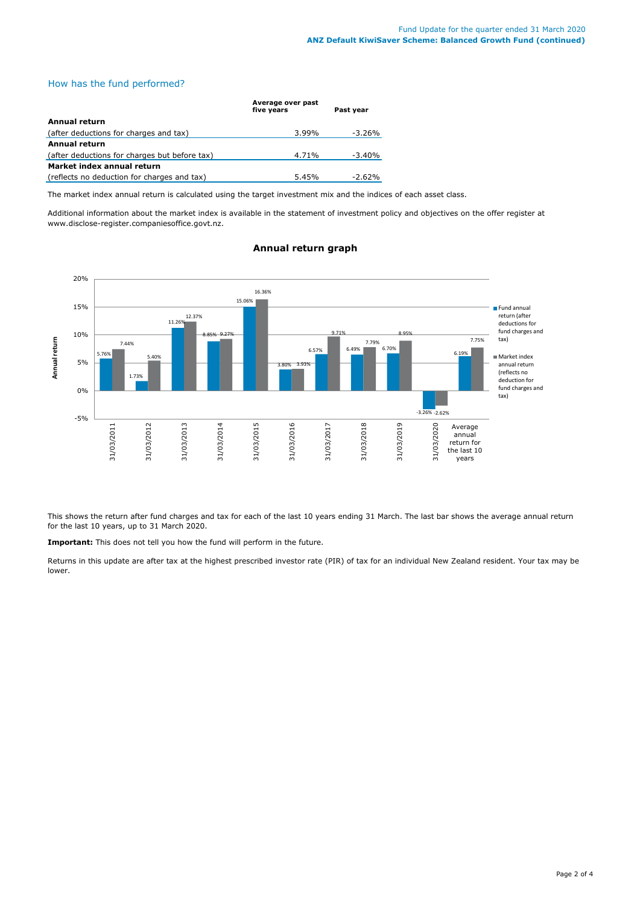## How has the fund performed?

| | Average over past five years | Past year |
|---|---|---|
| **Annual return** | | |
| (after deductions for charges and tax) | 3.99% | -3.26% |
| **Annual return** | | |
| (after deductions for charges but before tax) | 4.71% | -3.40% |
| **Market index annual return** | | |
| (reflects no deduction for charges and tax) | 5.45% | -2.62% |

The market index annual return is calculated using the target investment mix and the indices of each asset class.

Additional information about the market index is available in the statement of investment policy and objectives on the offer register at www.disclose-register.companiesoffice.govt.nz.

### Annual return graph

Annual return

20%
15%
10%
5%
0%
-5%

31/03/2011: 5.76% 7.44%
31/03/2012: 1.73% 5.40%
31/03/2013: 11.26% 12.37%
31/03/2014: 8.85% 9.27%
31/03/2015: 15.06% 16.36%
31/03/2016: 3.80% 3.93%
31/03/2017: 6.57% 9.71%
31/03/2018: 6.49% 7.79%
31/03/2019: 6.70% 8.95%
31/03/2020: -3.26% -2.62%
Average annual return for the last 10 years: 6.19% 7.75%

Fund annual return (after deductions for fund charges and tax)
Market index annual return (reflects no deduction for fund charges and tax)

This shows the return after fund charges and tax for each of the last 10 years ending 31 March. The last bar shows the average annual return for the last 10 years, up to 31 March 2020.

**Important:** This does not tell you how the fund will perform in the future.

Returns in this update are after tax at the highest prescribed investor rate (PIR) of tax for an individual New Zealand resident. Your tax may be lower.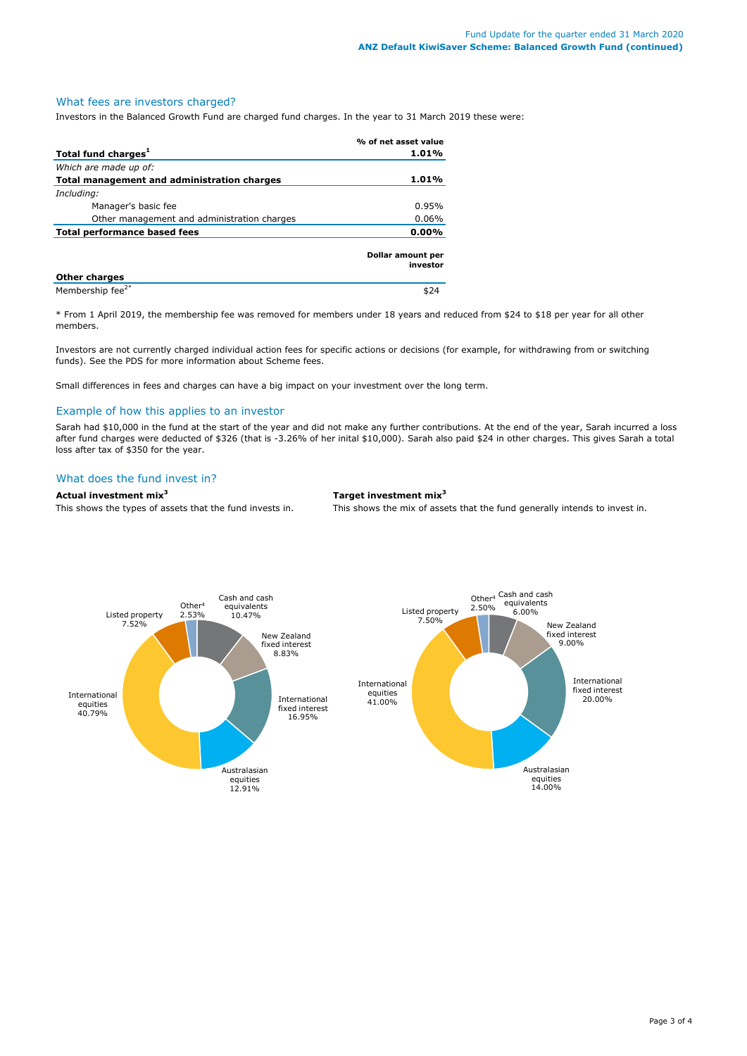## What fees are investors charged?

Investors in the Balanced Growth Fund are charged fund charges. In the year to 31 March 2019 these were:

| | % of net asset value |
|---|---|
| **Total fund charges**[1] | **1.01%** |
| *Which are made up of:* | |
| **Total management and administration charges** | **1.01%** |
| *Including:* | |
| Manager's basic fee | 0.95% |
| Other management and administration charges | 0.06% |
| **Total performance based fees** | **0.00%** |

| | Dollar amount per investor |
|---|---|
| **Other charges** | |
| Membership fee[2*] | $24 |

* From 1 April 2019, the membership fee was removed for members under 18 years and reduced from $24 to $18 per year for all other members.

Investors are not currently charged individual action fees for specific actions or decisions (for example, for withdrawing from or switching funds). See the PDS for more information about Scheme fees.

Small differences in fees and charges can have a big impact on your investment over the long term.

## Example of how this applies to an investor

Sarah had $10,000 in the fund at the start of the year and did not make any further contributions. At the end of the year, Sarah incurred a loss after fund charges were deducted of $326 (that is -3.26% of her inital $10,000). Sarah also paid $24 in other charges. This gives Sarah a total loss after tax of $350 for the year.

## What does the fund invest in?

**Actual investment mix**[3]

This shows the types of assets that the fund invests in.

Cash and cash equivalents 10.47%
New Zealand fixed interest 8.83%
International fixed interest 16.95%
Australasian equities 12.91%
International equities 40.79%
Listed property 7.52%
Other[4] 2.53%

**Target investment mix**[3]

This shows the mix of assets that the fund generally intends to invest in.

Cash and cash equivalents 6.00%
New Zealand fixed interest 9.00%
International fixed interest 20.00%
Australasian equities 14.00%
International equities 41.00%
Listed property 7.50%
Other[4] 2.50%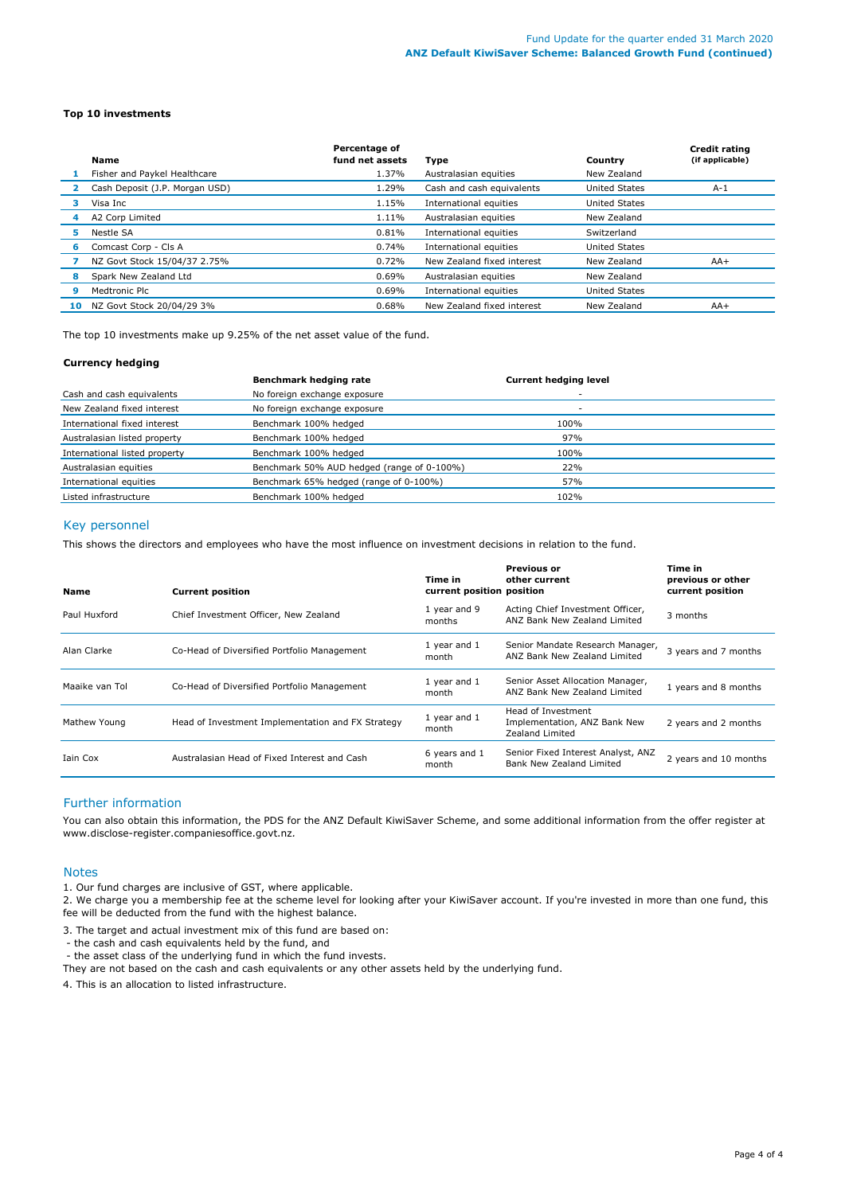### Top 10 investments

| | Name | Percentage of fund net assets | Type | Country | Credit rating (if applicable) |
|---|---|---|---|---|---|
| 1 | Fisher and Paykel Healthcare | 1.37% | Australasian equities | New Zealand | |
| 2 | Cash Deposit (J.P. Morgan USD) | 1.29% | Cash and cash equivalents | United States | A-1 |
| 3 | Visa Inc | 1.15% | International equities | United States | |
| 4 | A2 Corp Limited | 1.11% | Australasian equities | New Zealand | |
| 5 | Nestle SA | 0.81% | International equities | Switzerland | |
| 6 | Comcast Corp - Cls A | 0.74% | International equities | United States | |
| 7 | NZ Govt Stock 15/04/37 2.75% | 0.72% | New Zealand fixed interest | New Zealand | AA+ |
| 8 | Spark New Zealand Ltd | 0.69% | Australasian equities | New Zealand | |
| 9 | Medtronic Plc | 0.69% | International equities | United States | |
| 10 | NZ Govt Stock 20/04/29 3% | 0.68% | New Zealand fixed interest | New Zealand | AA+ |

The top 10 investments make up 9.25% of the net asset value of the fund.

### Currency hedging

| | Benchmark hedging rate | Current hedging level |
|---|---|---|
| Cash and cash equivalents | No foreign exchange exposure | - |
| New Zealand fixed interest | No foreign exchange exposure | - |
| International fixed interest | Benchmark 100% hedged | 100% |
| Australasian listed property | Benchmark 100% hedged | 97% |
| International listed property | Benchmark 100% hedged | 100% |
| Australasian equities | Benchmark 50% AUD hedged (range of 0-100%) | 22% |
| International equities | Benchmark 65% hedged (range of 0-100%) | 57% |
| Listed infrastructure | Benchmark 100% hedged | 102% |

## Key personnel

This shows the directors and employees who have the most influence on investment decisions in relation to the fund.

| Name | Current position | Time in current position | Previous or other current position | Time in previous or other current position |
|---|---|---|---|---|
| Paul Huxford | Chief Investment Officer, New Zealand | 1 year and 9 months | Acting Chief Investment Officer, ANZ Bank New Zealand Limited | 3 months |
| Alan Clarke | Co-Head of Diversified Portfolio Management | 1 year and 1 month | Senior Mandate Research Manager, ANZ Bank New Zealand Limited | 3 years and 7 months |
| Maaike van Tol | Co-Head of Diversified Portfolio Management | 1 year and 1 month | Senior Asset Allocation Manager, ANZ Bank New Zealand Limited | 1 years and 8 months |
| Mathew Young | Head of Investment Implementation and FX Strategy | 1 year and 1 month | Head of Investment Implementation, ANZ Bank New Zealand Limited | 2 years and 2 months |
| Iain Cox | Australasian Head of Fixed Interest and Cash | 6 years and 1 month | Senior Fixed Interest Analyst, ANZ Bank New Zealand Limited | 2 years and 10 months |

## Further information

You can also obtain this information, the PDS for the ANZ Default KiwiSaver Scheme, and some additional information from the offer register at www.disclose-register.companiesoffice.govt.nz.

## Notes

1. Our fund charges are inclusive of GST, where applicable.
2. We charge you a membership fee at the scheme level for looking after your KiwiSaver account. If you're invested in more than one fund, this fee will be deducted from the fund with the highest balance.
3. The target and actual investment mix of this fund are based on:
   - the cash and cash equivalents held by the fund, and
   - the asset class of the underlying fund in which the fund invests.

   They are not based on the cash and cash equivalents or any other assets held by the underlying fund.
4. This is an allocation to listed infrastructure.